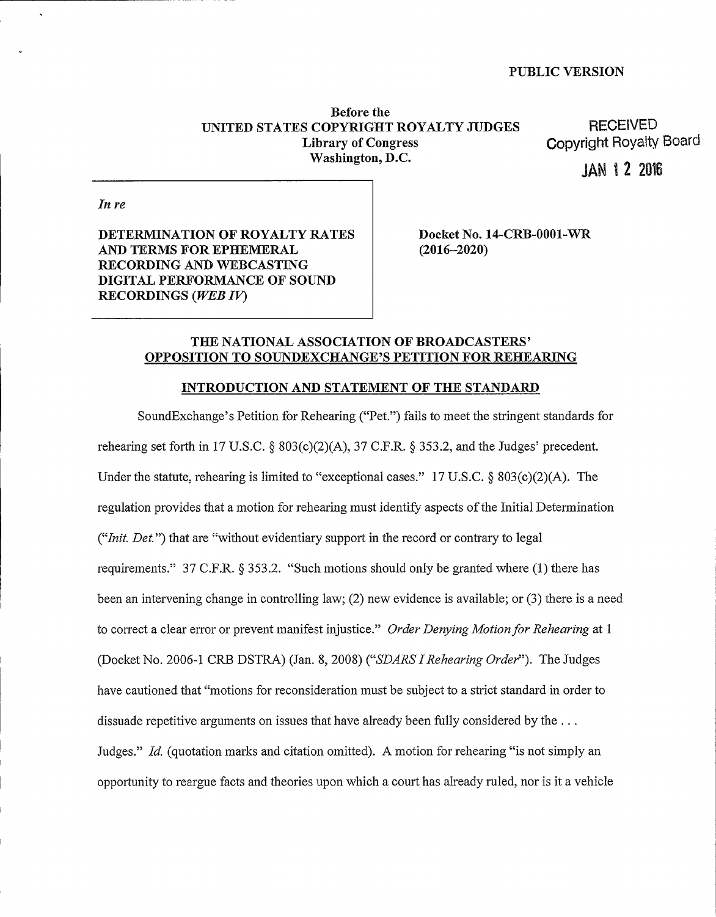PUBLIC VERSION

**Before the**
**UNITED STATES COPYRIGHT ROYALTY JUDGES**
**Library of Congress**
**Washington, D.C.**

RECEIVED
Copyright Royalty Board
JAN 12 2016

| | |
|---|---|
| *In re*<br><br>**DETERMINATION OF ROYALTY RATES AND TERMS FOR EPHEMERAL RECORDING AND WEBCASTING DIGITAL PERFORMANCE OF SOUND RECORDINGS (*WEB IV*)** | **Docket No. 14-CRB-0001-WR (2016–2020)** |

## THE NATIONAL ASSOCIATION OF BROADCASTERS' OPPOSITION TO SOUNDEXCHANGE'S PETITION FOR REHEARING

### INTRODUCTION AND STATEMENT OF THE STANDARD

SoundExchange's Petition for Rehearing ("Pet.") fails to meet the stringent standards for rehearing set forth in 17 U.S.C. § 803(c)(2)(A), 37 C.F.R. § 353.2, and the Judges' precedent. Under the statute, rehearing is limited to "exceptional cases." 17 U.S.C. § 803(c)(2)(A). The regulation provides that a motion for rehearing must identify aspects of the Initial Determination ("*Init. Det.*") that are "without evidentiary support in the record or contrary to legal requirements." 37 C.F.R. § 353.2. "Such motions should only be granted where (1) there has been an intervening change in controlling law; (2) new evidence is available; or (3) there is a need to correct a clear error or prevent manifest injustice." *Order Denying Motion for Rehearing* at 1 (Docket No. 2006-1 CRB DSTRA) (Jan. 8, 2008) ("*SDARS I Rehearing Order*"). The Judges have cautioned that "motions for reconsideration must be subject to a strict standard in order to dissuade repetitive arguments on issues that have already been fully considered by the . . . Judges." *Id.* (quotation marks and citation omitted). A motion for rehearing "is not simply an opportunity to reargue facts and theories upon which a court has already ruled, nor is it a vehicle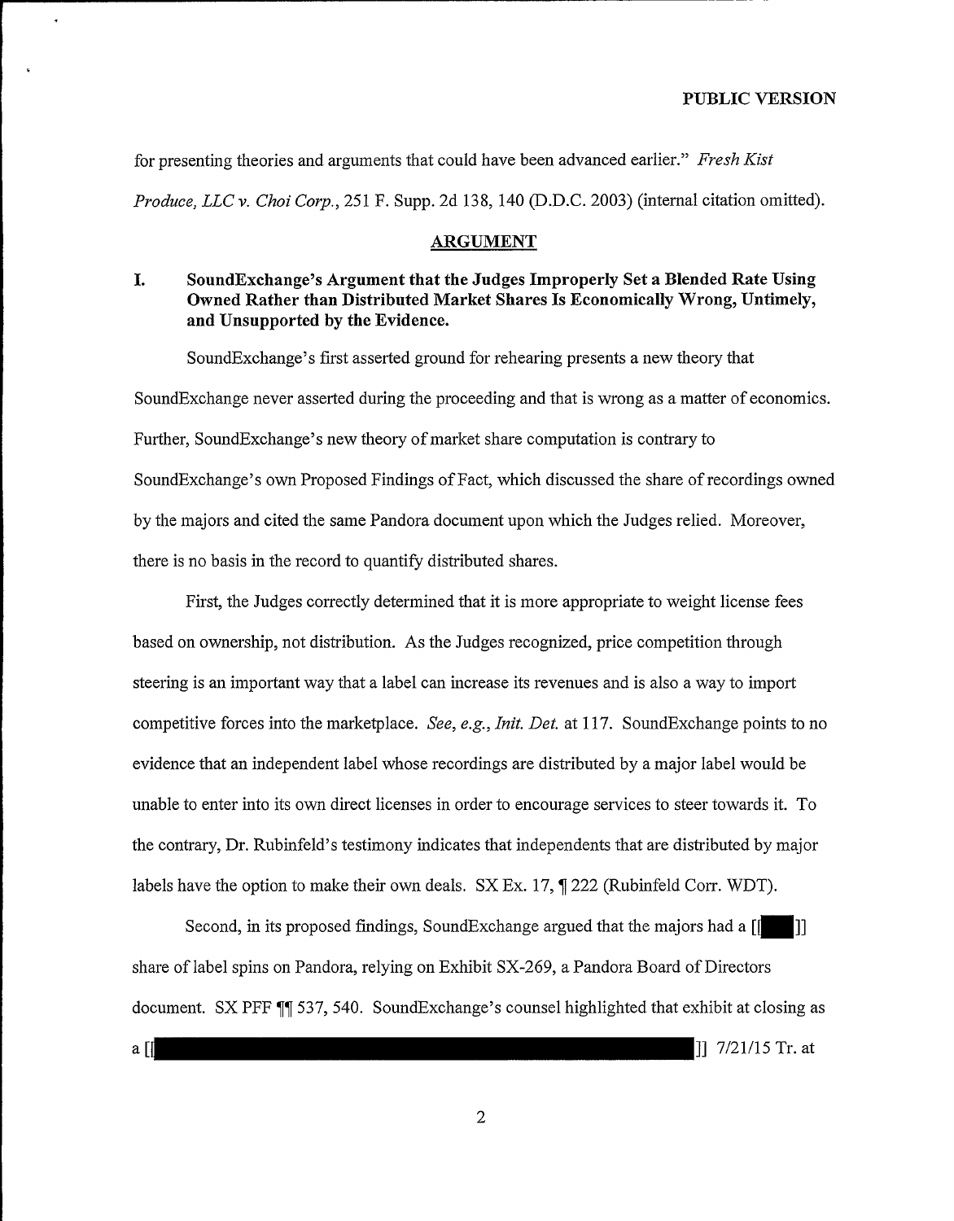for presenting theories and arguments that could have been advanced earlier." *Fresh Kist Produce, LLC v. Choi Corp.*, 251 F. Supp. 2d 138, 140 (D.D.C. 2003) (internal citation omitted).

## ARGUMENT

### I. SoundExchange's Argument that the Judges Improperly Set a Blended Rate Using Owned Rather than Distributed Market Shares Is Economically Wrong, Untimely, and Unsupported by the Evidence.

SoundExchange's first asserted ground for rehearing presents a new theory that SoundExchange never asserted during the proceeding and that is wrong as a matter of economics. Further, SoundExchange's new theory of market share computation is contrary to SoundExchange's own Proposed Findings of Fact, which discussed the share of recordings owned by the majors and cited the same Pandora document upon which the Judges relied. Moreover, there is no basis in the record to quantify distributed shares.

First, the Judges correctly determined that it is more appropriate to weight license fees based on ownership, not distribution. As the Judges recognized, price competition through steering is an important way that a label can increase its revenues and is also a way to import competitive forces into the marketplace. *See, e.g., Init. Det.* at 117. SoundExchange points to no evidence that an independent label whose recordings are distributed by a major label would be unable to enter into its own direct licenses in order to encourage services to steer towards it. To the contrary, Dr. Rubinfeld's testimony indicates that independents that are distributed by major labels have the option to make their own deals. SX Ex. 17, ¶ 222 (Rubinfeld Corr. WDT).

Second, in its proposed findings, SoundExchange argued that the majors had a [[ ]] share of label spins on Pandora, relying on Exhibit SX-269, a Pandora Board of Directors document. SX PFF ¶¶ 537, 540. SoundExchange's counsel highlighted that exhibit at closing as a [[ ]] 7/21/15 Tr. at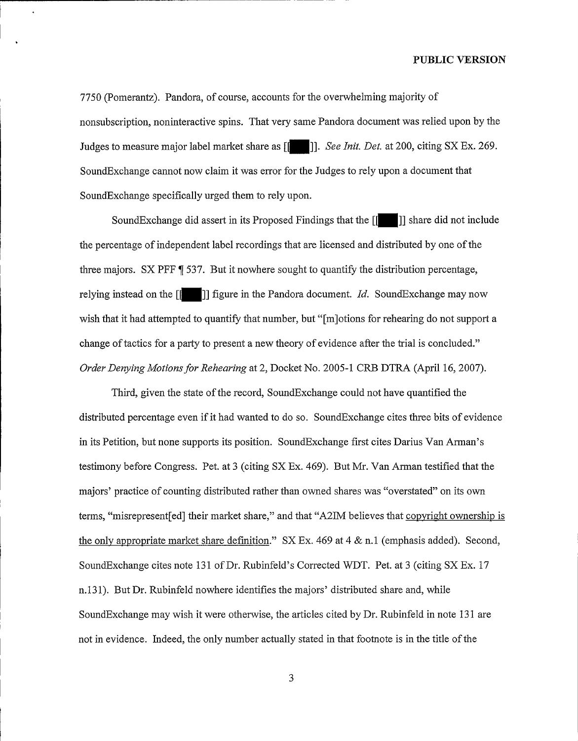PUBLIC VERSION

7750 (Pomerantz). Pandora, of course, accounts for the overwhelming majority of nonsubscription, noninteractive spins. That very same Pandora document was relied upon by the Judges to measure major label market share as [[ ]]. *See Init. Det.* at 200, citing SX Ex. 269. SoundExchange cannot now claim it was error for the Judges to rely upon a document that SoundExchange specifically urged them to rely upon.

SoundExchange did assert in its Proposed Findings that the [[ ]] share did not include the percentage of independent label recordings that are licensed and distributed by one of the three majors. SX PFF ¶ 537. But it nowhere sought to quantify the distribution percentage, relying instead on the [[ ]] figure in the Pandora document. *Id.* SoundExchange may now wish that it had attempted to quantify that number, but "[m]otions for rehearing do not support a change of tactics for a party to present a new theory of evidence after the trial is concluded." *Order Denying Motions for Rehearing* at 2, Docket No. 2005-1 CRB DTRA (April 16, 2007).

Third, given the state of the record, SoundExchange could not have quantified the distributed percentage even if it had wanted to do so. SoundExchange cites three bits of evidence in its Petition, but none supports its position. SoundExchange first cites Darius Van Arman's testimony before Congress. Pet. at 3 (citing SX Ex. 469). But Mr. Van Arman testified that the majors' practice of counting distributed rather than owned shares was "overstated" on its own terms, "misrepresent[ed] their market share," and that "A2IM believes that <u>copyright ownership is the only appropriate market share definition</u>." SX Ex. 469 at 4 & n.1 (emphasis added). Second, SoundExchange cites note 131 of Dr. Rubinfeld's Corrected WDT. Pet. at 3 (citing SX Ex. 17 n.131). But Dr. Rubinfeld nowhere identifies the majors' distributed share and, while SoundExchange may wish it were otherwise, the articles cited by Dr. Rubinfeld in note 131 are not in evidence. Indeed, the only number actually stated in that footnote is in the title of the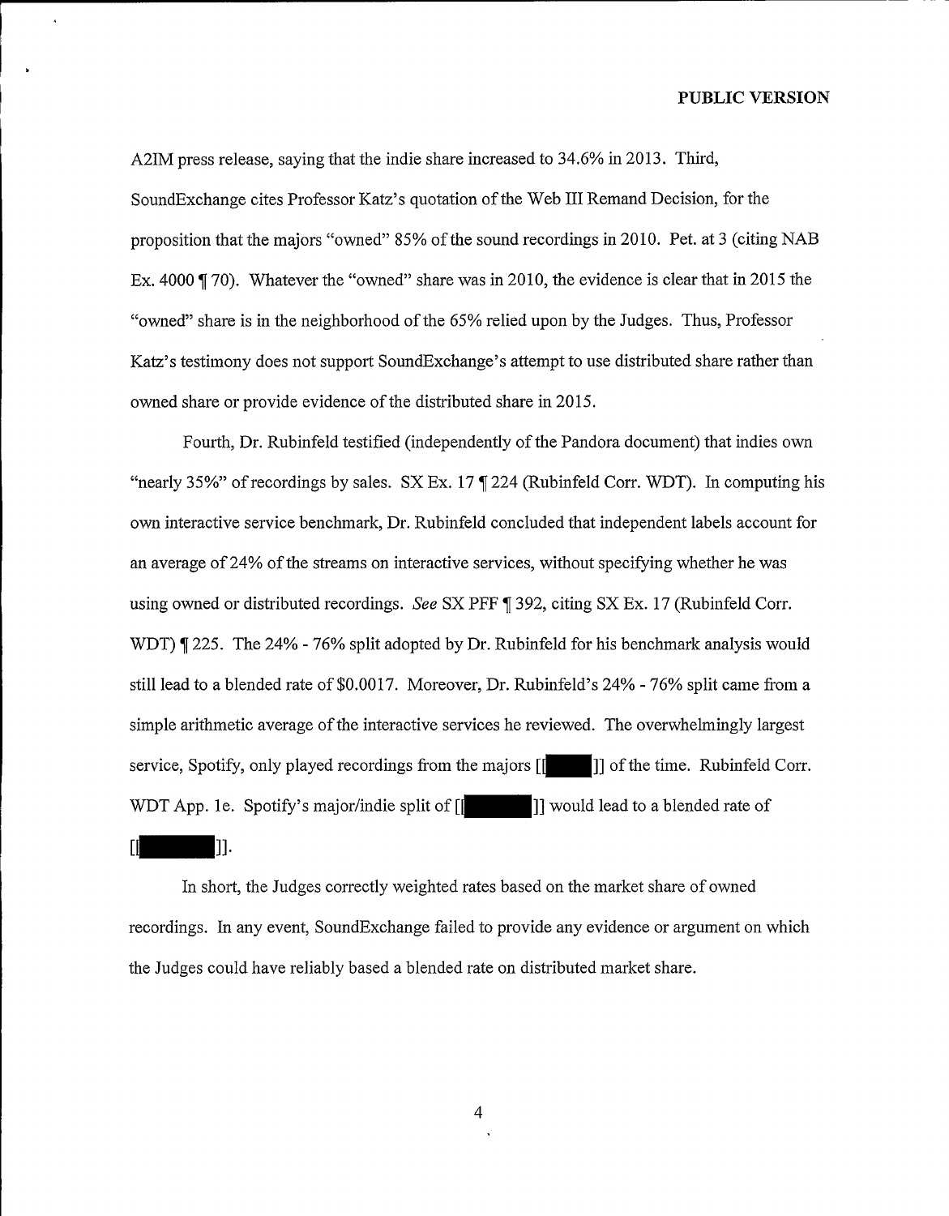A2IM press release, saying that the indie share increased to 34.6% in 2013. Third, SoundExchange cites Professor Katz's quotation of the Web III Remand Decision, for the proposition that the majors "owned" 85% of the sound recordings in 2010. Pet. at 3 (citing NAB Ex. 4000 ¶ 70). Whatever the "owned" share was in 2010, the evidence is clear that in 2015 the "owned" share is in the neighborhood of the 65% relied upon by the Judges. Thus, Professor Katz's testimony does not support SoundExchange's attempt to use distributed share rather than owned share or provide evidence of the distributed share in 2015.

Fourth, Dr. Rubinfeld testified (independently of the Pandora document) that indies own "nearly 35%" of recordings by sales. SX Ex. 17 ¶ 224 (Rubinfeld Corr. WDT). In computing his own interactive service benchmark, Dr. Rubinfeld concluded that independent labels account for an average of 24% of the streams on interactive services, without specifying whether he was using owned or distributed recordings. *See* SX PFF ¶ 392, citing SX Ex. 17 (Rubinfeld Corr. WDT) ¶ 225. The 24% - 76% split adopted by Dr. Rubinfeld for his benchmark analysis would still lead to a blended rate of $0.0017. Moreover, Dr. Rubinfeld's 24% - 76% split came from a simple arithmetic average of the interactive services he reviewed. The overwhelmingly largest service, Spotify, only played recordings from the majors [[REDACTED]] of the time. Rubinfeld Corr. WDT App. 1e. Spotify's major/indie split of [[REDACTED]] would lead to a blended rate of [[REDACTED]].

In short, the Judges correctly weighted rates based on the market share of owned recordings. In any event, SoundExchange failed to provide any evidence or argument on which the Judges could have reliably based a blended rate on distributed market share.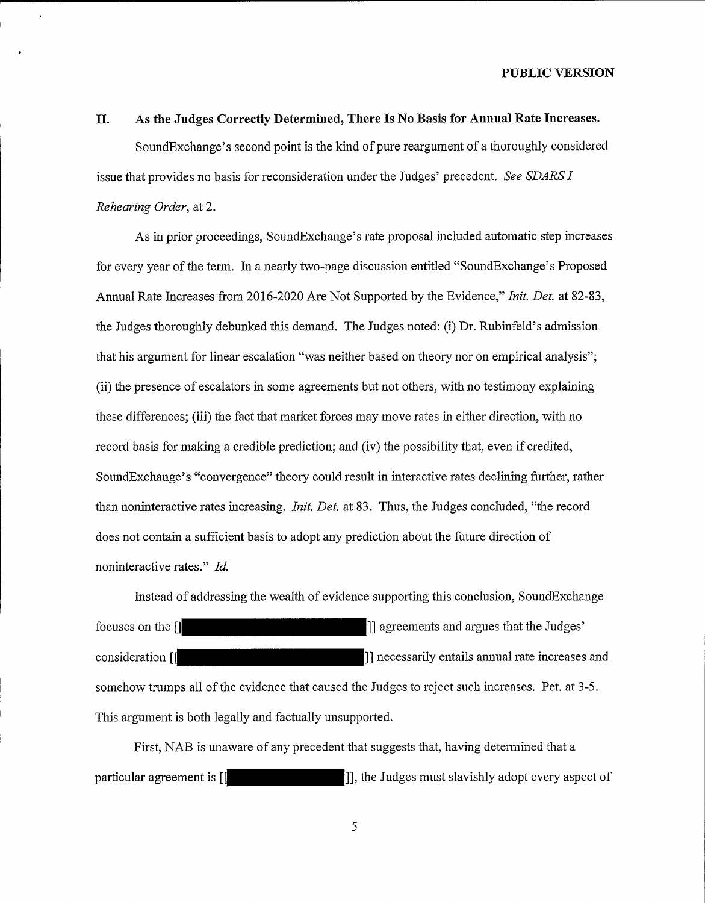PUBLIC VERSION

## II. As the Judges Correctly Determined, There Is No Basis for Annual Rate Increases.

SoundExchange's second point is the kind of pure reargument of a thoroughly considered issue that provides no basis for reconsideration under the Judges' precedent. *See SDARS I Rehearing Order*, at 2.

As in prior proceedings, SoundExchange's rate proposal included automatic step increases for every year of the term. In a nearly two-page discussion entitled "SoundExchange's Proposed Annual Rate Increases from 2016-2020 Are Not Supported by the Evidence," *Init. Det.* at 82-83, the Judges thoroughly debunked this demand. The Judges noted: (i) Dr. Rubinfeld's admission that his argument for linear escalation "was neither based on theory nor on empirical analysis"; (ii) the presence of escalators in some agreements but not others, with no testimony explaining these differences; (iii) the fact that market forces may move rates in either direction, with no record basis for making a credible prediction; and (iv) the possibility that, even if credited, SoundExchange's "convergence" theory could result in interactive rates declining further, rather than noninteractive rates increasing. *Init. Det.* at 83. Thus, the Judges concluded, "the record does not contain a sufficient basis to adopt any prediction about the future direction of noninteractive rates." *Id.*

Instead of addressing the wealth of evidence supporting this conclusion, SoundExchange focuses on the [[ ]] agreements and argues that the Judges' consideration [[ ]] necessarily entails annual rate increases and somehow trumps all of the evidence that caused the Judges to reject such increases. Pet. at 3-5. This argument is both legally and factually unsupported.

First, NAB is unaware of any precedent that suggests that, having determined that a particular agreement is [[ ]], the Judges must slavishly adopt every aspect of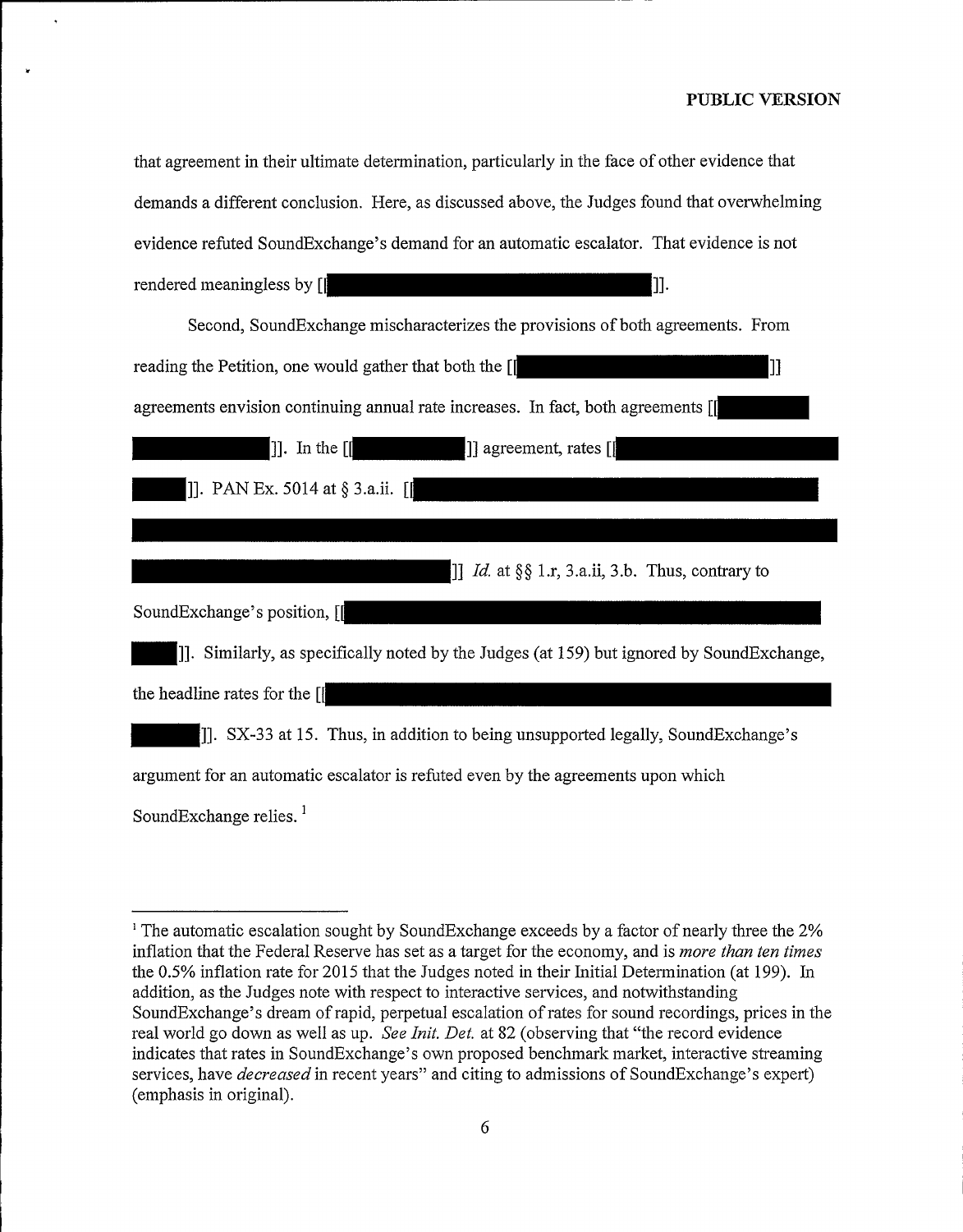that agreement in their ultimate determination, particularly in the face of other evidence that demands a different conclusion. Here, as discussed above, the Judges found that overwhelming evidence refuted SoundExchange's demand for an automatic escalator. That evidence is not rendered meaningless by [[ ]].

Second, SoundExchange mischaracterizes the provisions of both agreements. From reading the Petition, one would gather that both the [[ ]] agreements envision continuing annual rate increases. In fact, both agreements [[ ]]. In the [[ ]] agreement, rates [[ ]]. PAN Ex. 5014 at § 3.a.ii. [[ ]] *Id.* at §§ 1.r, 3.a.ii, 3.b. Thus, contrary to SoundExchange's position, [[ ]]. Similarly, as specifically noted by the Judges (at 159) but ignored by SoundExchange, the headline rates for the [[ ]]. SX-33 at 15. Thus, in addition to being unsupported legally, SoundExchange's argument for an automatic escalator is refuted even by the agreements upon which SoundExchange relies.[1]

---

[1] The automatic escalation sought by SoundExchange exceeds by a factor of nearly three the 2% inflation that the Federal Reserve has set as a target for the economy, and is *more than ten times* the 0.5% inflation rate for 2015 that the Judges noted in their Initial Determination (at 199). In addition, as the Judges note with respect to interactive services, and notwithstanding SoundExchange's dream of rapid, perpetual escalation of rates for sound recordings, prices in the real world go down as well as up. *See Init. Det.* at 82 (observing that "the record evidence indicates that rates in SoundExchange's own proposed benchmark market, interactive streaming services, have *decreased* in recent years" and citing to admissions of SoundExchange's expert) (emphasis in original).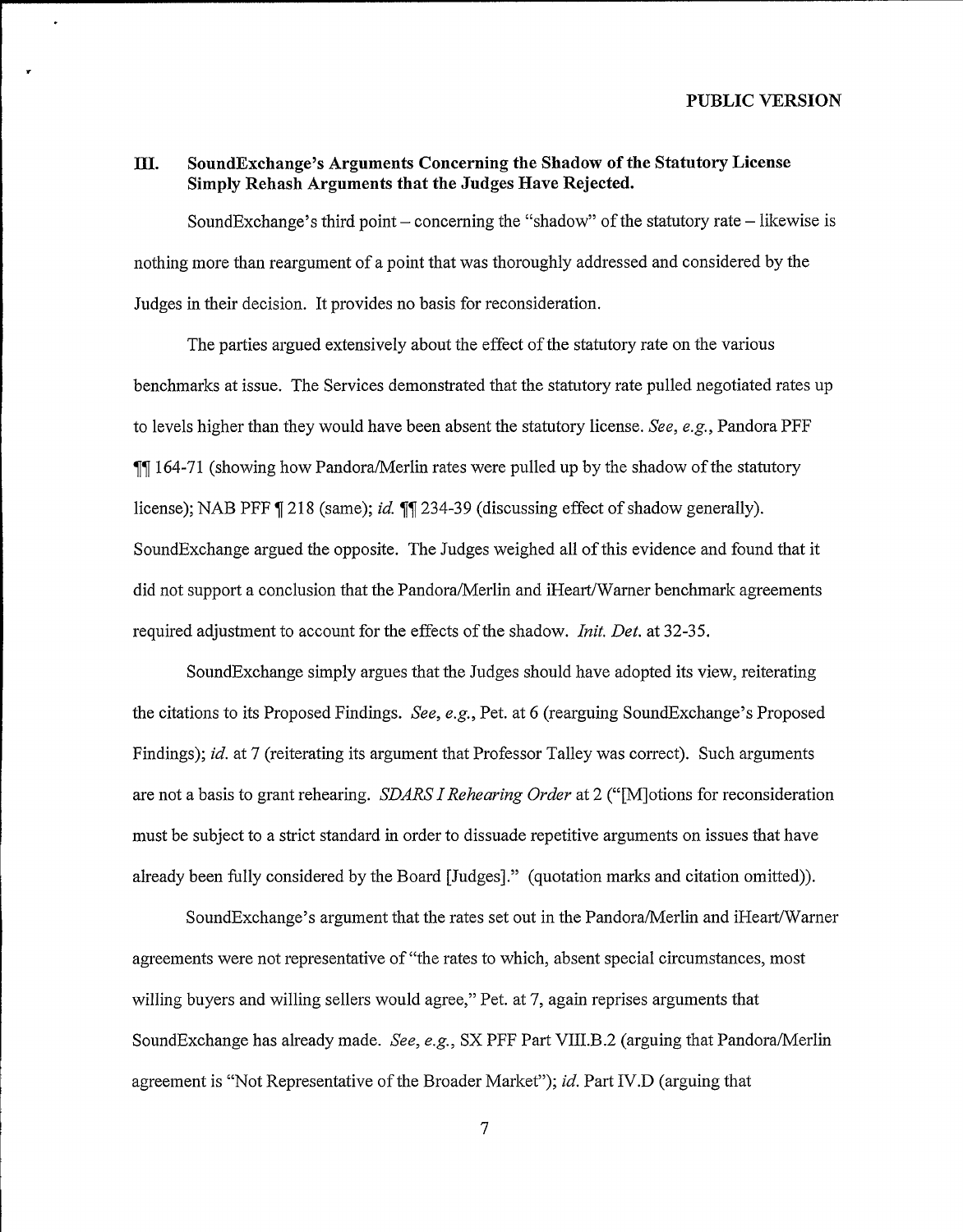PUBLIC VERSION

## III. SoundExchange's Arguments Concerning the Shadow of the Statutory License Simply Rehash Arguments that the Judges Have Rejected.

SoundExchange's third point – concerning the "shadow" of the statutory rate – likewise is nothing more than reargument of a point that was thoroughly addressed and considered by the Judges in their decision. It provides no basis for reconsideration.

The parties argued extensively about the effect of the statutory rate on the various benchmarks at issue. The Services demonstrated that the statutory rate pulled negotiated rates up to levels higher than they would have been absent the statutory license. *See, e.g.*, Pandora PFF ¶¶ 164-71 (showing how Pandora/Merlin rates were pulled up by the shadow of the statutory license); NAB PFF ¶ 218 (same); *id.* ¶¶ 234-39 (discussing effect of shadow generally). SoundExchange argued the opposite. The Judges weighed all of this evidence and found that it did not support a conclusion that the Pandora/Merlin and iHeart/Warner benchmark agreements required adjustment to account for the effects of the shadow. *Init. Det.* at 32-35.

SoundExchange simply argues that the Judges should have adopted its view, reiterating the citations to its Proposed Findings. *See, e.g.*, Pet. at 6 (rearguing SoundExchange's Proposed Findings); *id.* at 7 (reiterating its argument that Professor Talley was correct). Such arguments are not a basis to grant rehearing. *SDARS I Rehearing Order* at 2 ("[M]otions for reconsideration must be subject to a strict standard in order to dissuade repetitive arguments on issues that have already been fully considered by the Board [Judges]." (quotation marks and citation omitted)).

SoundExchange's argument that the rates set out in the Pandora/Merlin and iHeart/Warner agreements were not representative of "the rates to which, absent special circumstances, most willing buyers and willing sellers would agree," Pet. at 7, again reprises arguments that SoundExchange has already made. *See, e.g.*, SX PFF Part VIII.B.2 (arguing that Pandora/Merlin agreement is "Not Representative of the Broader Market"); *id.* Part IV.D (arguing that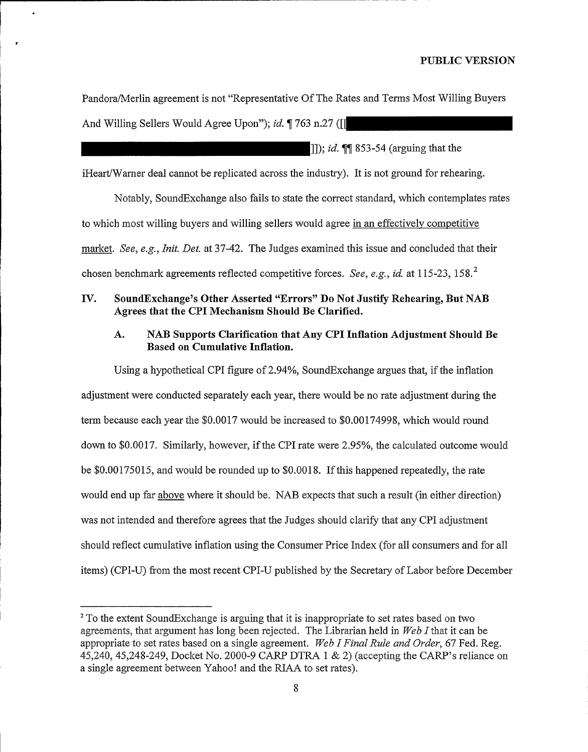Pandora/Merlin agreement is not "Representative Of The Rates and Terms Most Willing Buyers And Willing Sellers Would Agree Upon"); *id.* ¶ 763 n.27 ([[ ]]); *id.* ¶¶ 853-54 (arguing that the iHeart/Warner deal cannot be replicated across the industry). It is not ground for rehearing.

Notably, SoundExchange also fails to state the correct standard, which contemplates rates to which most willing buyers and willing sellers would agree in an effectively competitive market. *See, e.g., Init. Det.* at 37-42. The Judges examined this issue and concluded that their chosen benchmark agreements reflected competitive forces. *See, e.g., id.* at 115-23, 158.[2]

## IV. SoundExchange's Other Asserted "Errors" Do Not Justify Rehearing, But NAB Agrees that the CPI Mechanism Should Be Clarified.

### A. NAB Supports Clarification that Any CPI Inflation Adjustment Should Be Based on Cumulative Inflation.

Using a hypothetical CPI figure of 2.94%, SoundExchange argues that, if the inflation adjustment were conducted separately each year, there would be no rate adjustment during the term because each year the $0.0017 would be increased to $0.00174998, which would round down to $0.0017. Similarly, however, if the CPI rate were 2.95%, the calculated outcome would be $0.00175015, and would be rounded up to $0.0018. If this happened repeatedly, the rate would end up far above where it should be. NAB expects that such a result (in either direction) was not intended and therefore agrees that the Judges should clarify that any CPI adjustment should reflect cumulative inflation using the Consumer Price Index (for all consumers and for all items) (CPI-U) from the most recent CPI-U published by the Secretary of Labor before December

---

[2] To the extent SoundExchange is arguing that it is inappropriate to set rates based on two agreements, that argument has long been rejected. The Librarian held in *Web I* that it can be appropriate to set rates based on a single agreement. *Web I Final Rule and Order*, 67 Fed. Reg. 45,240, 45,248-249, Docket No. 2000-9 CARP DTRA 1 & 2) (accepting the CARP's reliance on a single agreement between Yahoo! and the RIAA to set rates).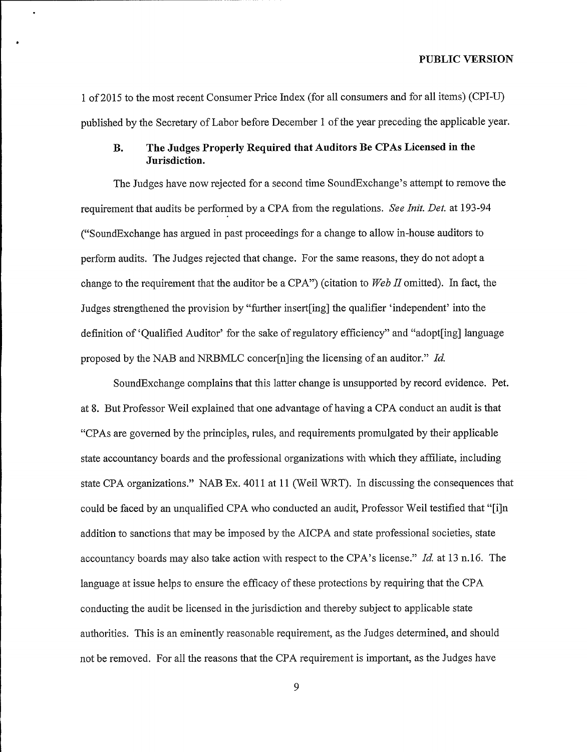1 of 2015 to the most recent Consumer Price Index (for all consumers and for all items) (CPI-U) published by the Secretary of Labor before December 1 of the year preceding the applicable year.

### B. The Judges Properly Required that Auditors Be CPAs Licensed in the Jurisdiction.

The Judges have now rejected for a second time SoundExchange's attempt to remove the requirement that audits be performed by a CPA from the regulations. *See Init. Det.* at 193-94 ("SoundExchange has argued in past proceedings for a change to allow in-house auditors to perform audits. The Judges rejected that change. For the same reasons, they do not adopt a change to the requirement that the auditor be a CPA") (citation to *Web II* omitted). In fact, the Judges strengthened the provision by "further insert[ing] the qualifier 'independent' into the definition of 'Qualified Auditor' for the sake of regulatory efficiency" and "adopt[ing] language proposed by the NAB and NRBMLC concer[n]ing the licensing of an auditor." *Id.*

SoundExchange complains that this latter change is unsupported by record evidence. Pet. at 8. But Professor Weil explained that one advantage of having a CPA conduct an audit is that "CPAs are governed by the principles, rules, and requirements promulgated by their applicable state accountancy boards and the professional organizations with which they affiliate, including state CPA organizations." NAB Ex. 4011 at 11 (Weil WRT). In discussing the consequences that could be faced by an unqualified CPA who conducted an audit, Professor Weil testified that "[i]n addition to sanctions that may be imposed by the AICPA and state professional societies, state accountancy boards may also take action with respect to the CPA's license." *Id.* at 13 n.16. The language at issue helps to ensure the efficacy of these protections by requiring that the CPA conducting the audit be licensed in the jurisdiction and thereby subject to applicable state authorities. This is an eminently reasonable requirement, as the Judges determined, and should not be removed. For all the reasons that the CPA requirement is important, as the Judges have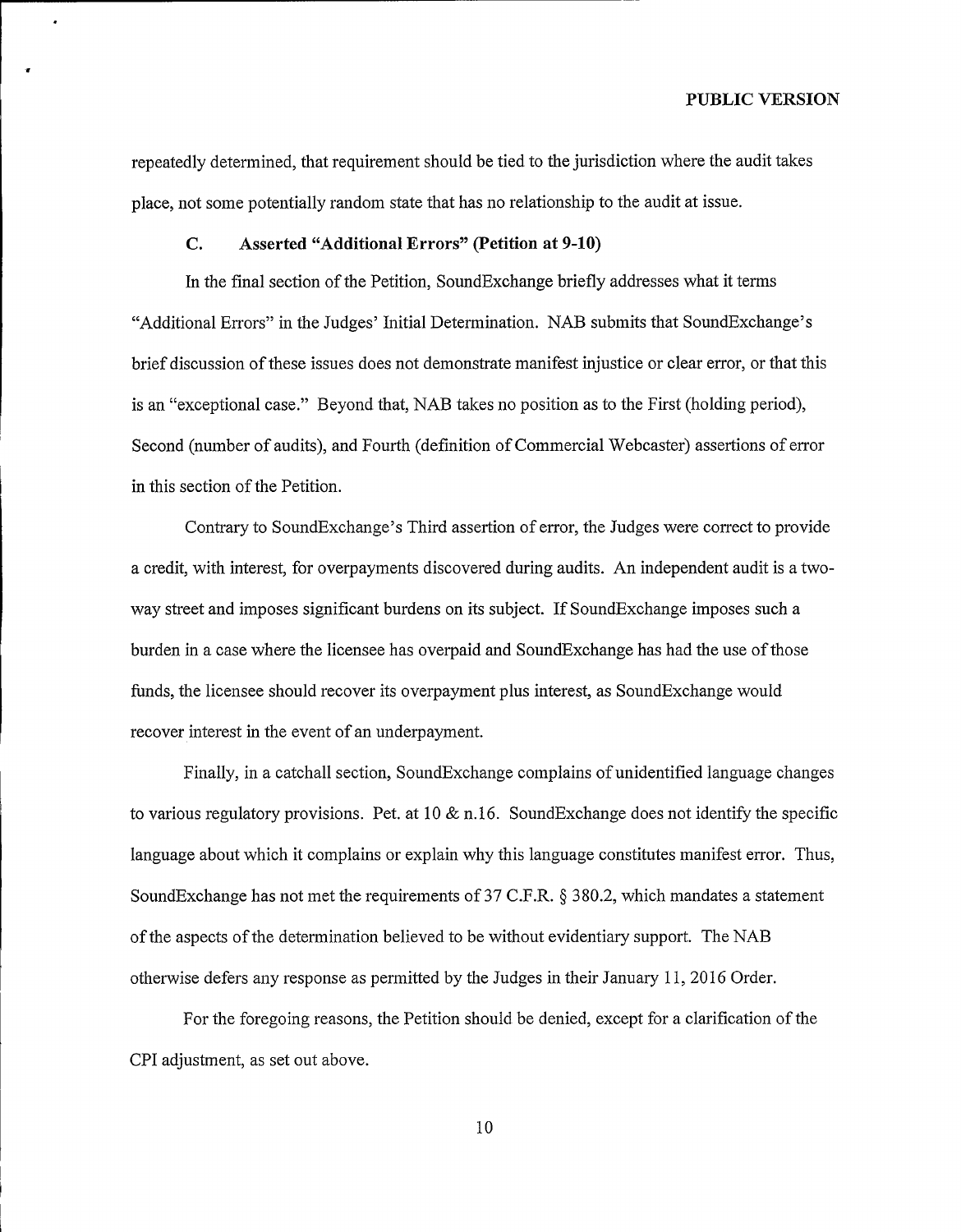repeatedly determined, that requirement should be tied to the jurisdiction where the audit takes place, not some potentially random state that has no relationship to the audit at issue.

### C. Asserted "Additional Errors" (Petition at 9-10)

In the final section of the Petition, SoundExchange briefly addresses what it terms "Additional Errors" in the Judges' Initial Determination. NAB submits that SoundExchange's brief discussion of these issues does not demonstrate manifest injustice or clear error, or that this is an "exceptional case." Beyond that, NAB takes no position as to the First (holding period), Second (number of audits), and Fourth (definition of Commercial Webcaster) assertions of error in this section of the Petition.

Contrary to SoundExchange's Third assertion of error, the Judges were correct to provide a credit, with interest, for overpayments discovered during audits. An independent audit is a two-way street and imposes significant burdens on its subject. If SoundExchange imposes such a burden in a case where the licensee has overpaid and SoundExchange has had the use of those funds, the licensee should recover its overpayment plus interest, as SoundExchange would recover interest in the event of an underpayment.

Finally, in a catchall section, SoundExchange complains of unidentified language changes to various regulatory provisions. Pet. at 10 & n.16. SoundExchange does not identify the specific language about which it complains or explain why this language constitutes manifest error. Thus, SoundExchange has not met the requirements of 37 C.F.R. § 380.2, which mandates a statement of the aspects of the determination believed to be without evidentiary support. The NAB otherwise defers any response as permitted by the Judges in their January 11, 2016 Order.

For the foregoing reasons, the Petition should be denied, except for a clarification of the CPI adjustment, as set out above.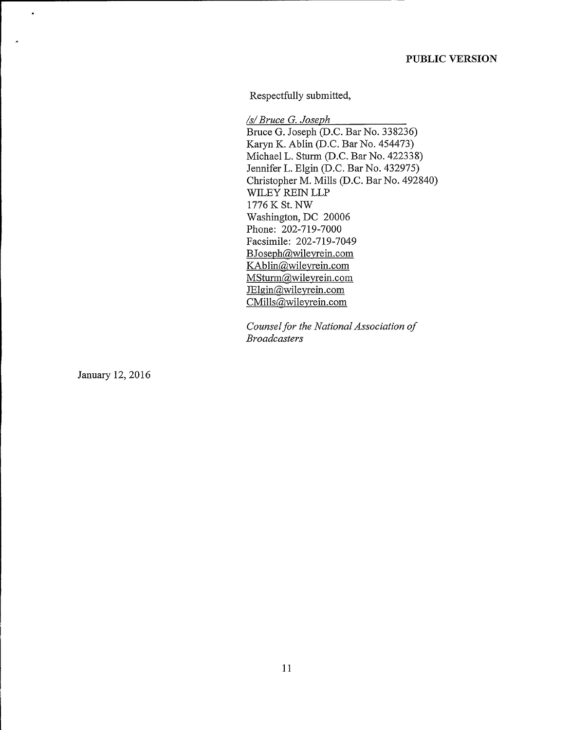**PUBLIC VERSION**

Respectfully submitted,

*/s/ Bruce G. Joseph*

Bruce G. Joseph (D.C. Bar No. 338236)
Karyn K. Ablin (D.C. Bar No. 454473)
Michael L. Sturm (D.C. Bar No. 422338)
Jennifer L. Elgin (D.C. Bar No. 432975)
Christopher M. Mills (D.C. Bar No. 492840)
WILEY REIN LLP
1776 K St. NW
Washington, DC 20006
Phone: 202-719-7000
Facsimile: 202-719-7049
BJoseph@wileyrein.com
KAblin@wileyrein.com
MSturm@wileyrein.com
JElgin@wileyrein.com
CMills@wileyrein.com

*Counsel for the National Association of Broadcasters*

January 12, 2016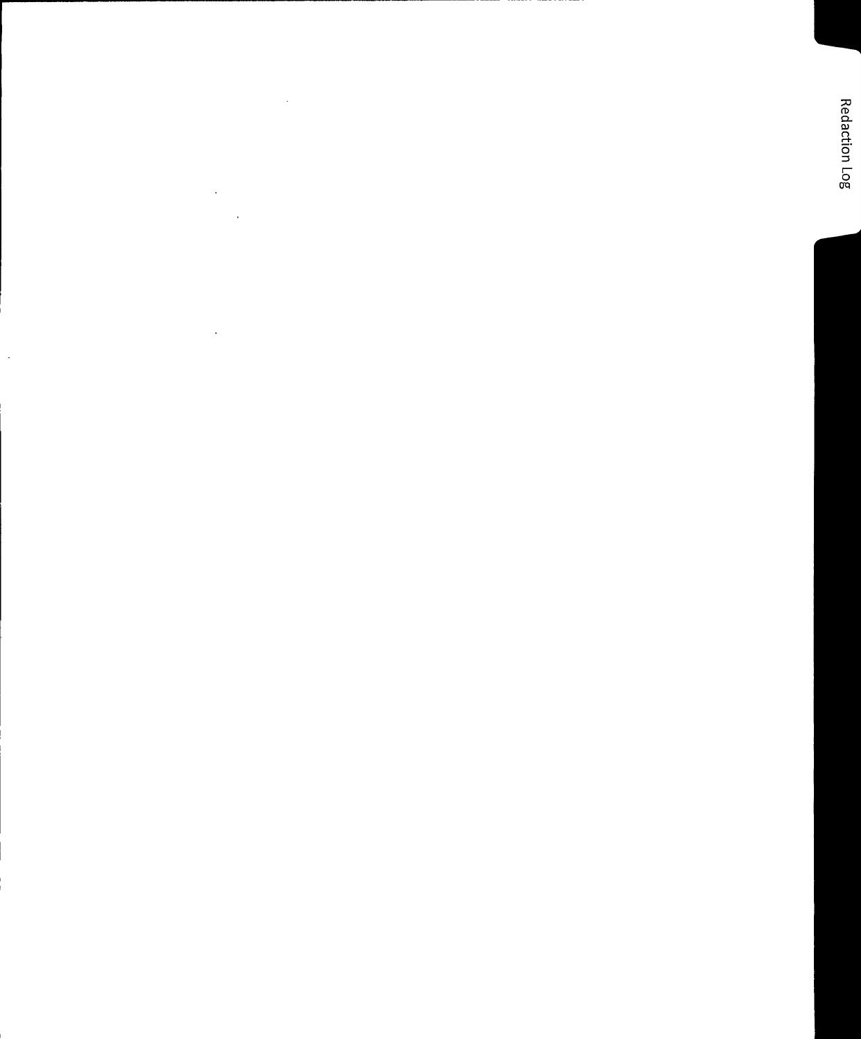Redaction Log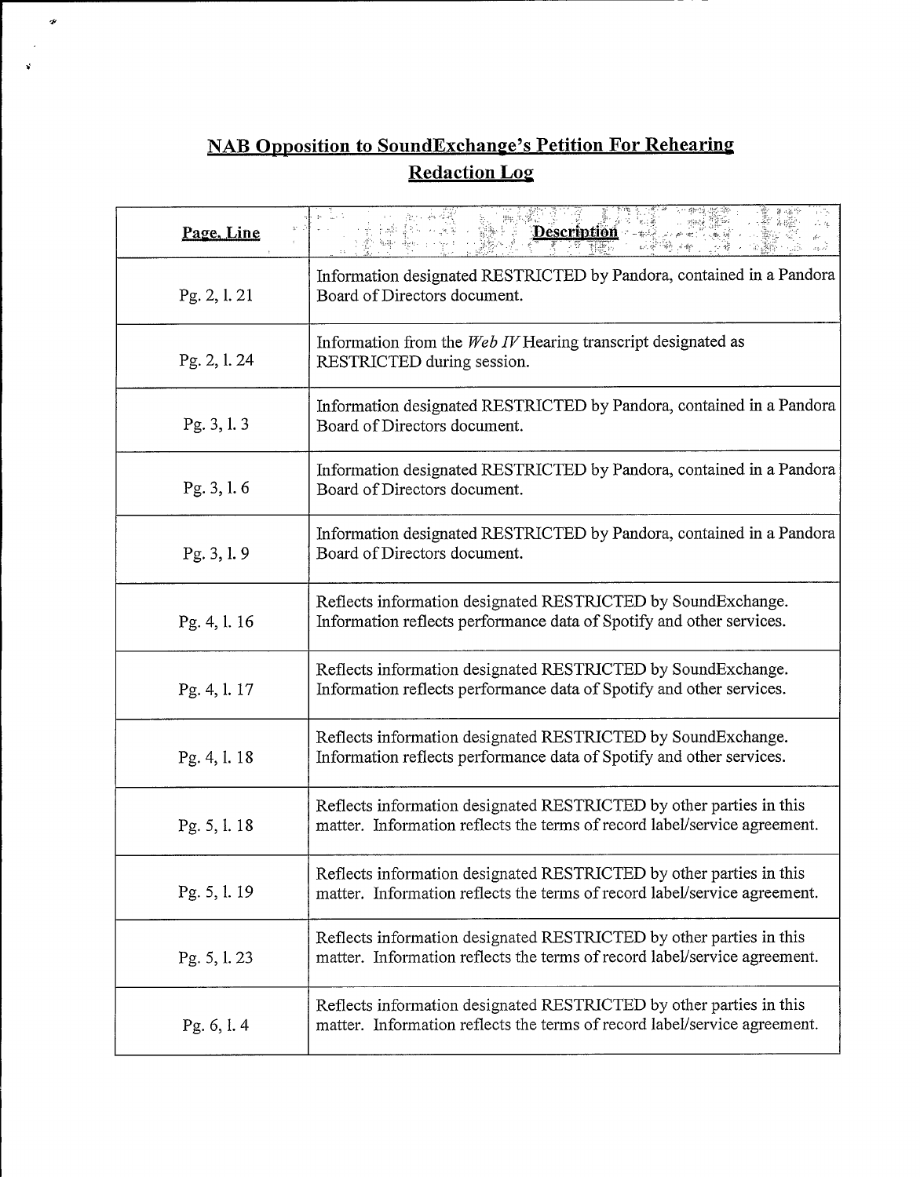## NAB Opposition to SoundExchange's Petition For Rehearing

## Redaction Log

| Page, Line | Description |
|---|---|
| Pg. 2, l. 21 | Information designated RESTRICTED by Pandora, contained in a Pandora Board of Directors document. |
| Pg. 2, l. 24 | Information from the *Web IV* Hearing transcript designated as RESTRICTED during session. |
| Pg. 3, l. 3 | Information designated RESTRICTED by Pandora, contained in a Pandora Board of Directors document. |
| Pg. 3, l. 6 | Information designated RESTRICTED by Pandora, contained in a Pandora Board of Directors document. |
| Pg. 3, l. 9 | Information designated RESTRICTED by Pandora, contained in a Pandora Board of Directors document. |
| Pg. 4, l. 16 | Reflects information designated RESTRICTED by SoundExchange. Information reflects performance data of Spotify and other services. |
| Pg. 4, l. 17 | Reflects information designated RESTRICTED by SoundExchange. Information reflects performance data of Spotify and other services. |
| Pg. 4, l. 18 | Reflects information designated RESTRICTED by SoundExchange. Information reflects performance data of Spotify and other services. |
| Pg. 5, l. 18 | Reflects information designated RESTRICTED by other parties in this matter. Information reflects the terms of record label/service agreement. |
| Pg. 5, l. 19 | Reflects information designated RESTRICTED by other parties in this matter. Information reflects the terms of record label/service agreement. |
| Pg. 5, l. 23 | Reflects information designated RESTRICTED by other parties in this matter. Information reflects the terms of record label/service agreement. |
| Pg. 6, l. 4 | Reflects information designated RESTRICTED by other parties in this matter. Information reflects the terms of record label/service agreement. |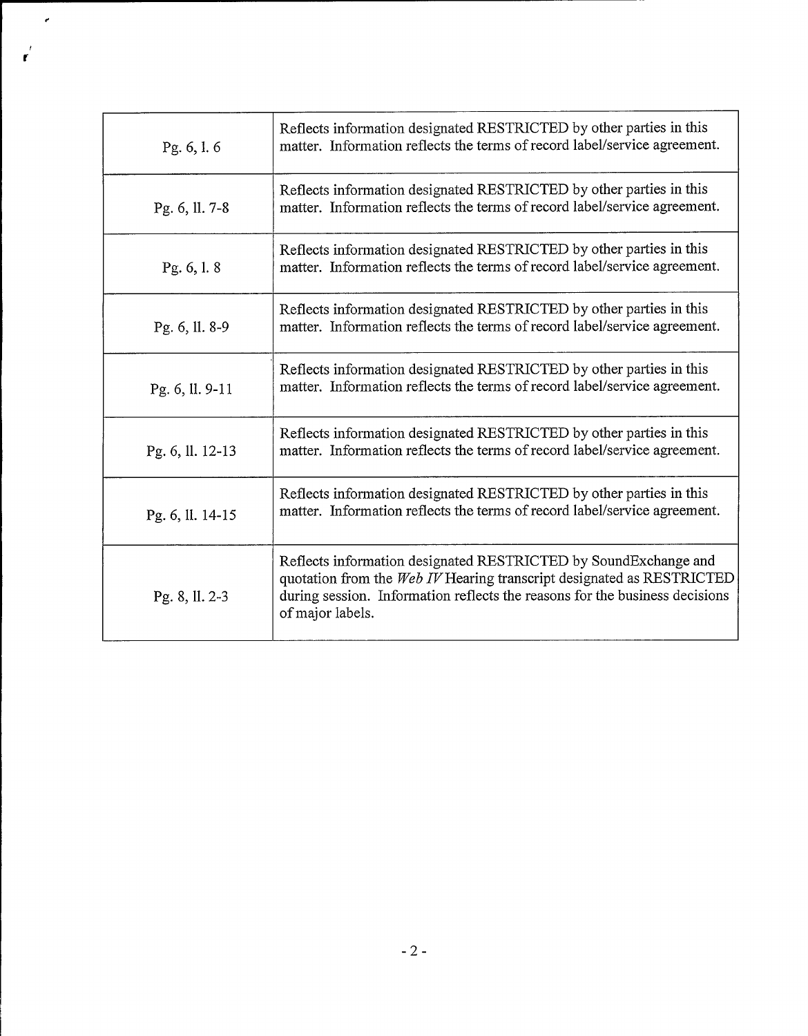| | |
|---|---|
| Pg. 6, l. 6 | Reflects information designated RESTRICTED by other parties in this matter. Information reflects the terms of record label/service agreement. |
| Pg. 6, ll. 7-8 | Reflects information designated RESTRICTED by other parties in this matter. Information reflects the terms of record label/service agreement. |
| Pg. 6, l. 8 | Reflects information designated RESTRICTED by other parties in this matter. Information reflects the terms of record label/service agreement. |
| Pg. 6, ll. 8-9 | Reflects information designated RESTRICTED by other parties in this matter. Information reflects the terms of record label/service agreement. |
| Pg. 6, ll. 9-11 | Reflects information designated RESTRICTED by other parties in this matter. Information reflects the terms of record label/service agreement. |
| Pg. 6, ll. 12-13 | Reflects information designated RESTRICTED by other parties in this matter. Information reflects the terms of record label/service agreement. |
| Pg. 6, ll. 14-15 | Reflects information designated RESTRICTED by other parties in this matter. Information reflects the terms of record label/service agreement. |
| Pg. 8, ll. 2-3 | Reflects information designated RESTRICTED by SoundExchange and quotation from the *Web IV* Hearing transcript designated as RESTRICTED during session. Information reflects the reasons for the business decisions of major labels. |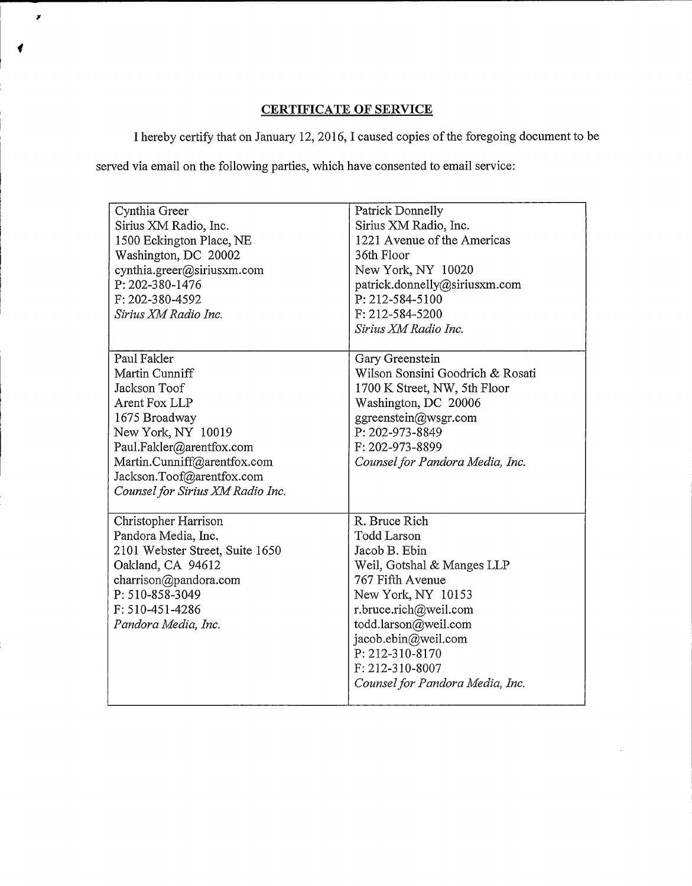## CERTIFICATE OF SERVICE

I hereby certify that on January 12, 2016, I caused copies of the foregoing document to be served via email on the following parties, which have consented to email service:

| | |
|---|---|
| Cynthia Greer<br>Sirius XM Radio, Inc.<br>1500 Eckington Place, NE<br>Washington, DC 20002<br>cynthia.greer@siriusxm.com<br>P: 202-380-1476<br>F: 202-380-4592<br>*Sirius XM Radio Inc.* | Patrick Donnelly<br>Sirius XM Radio, Inc.<br>1221 Avenue of the Americas<br>36th Floor<br>New York, NY 10020<br>patrick.donnelly@siriusxm.com<br>P: 212-584-5100<br>F: 212-584-5200<br>*Sirius XM Radio Inc.* |
| Paul Fakler<br>Martin Cunniff<br>Jackson Toof<br>Arent Fox LLP<br>1675 Broadway<br>New York, NY 10019<br>Paul.Fakler@arentfox.com<br>Martin.Cunniff@arentfox.com<br>Jackson.Toof@arentfox.com<br>*Counsel for Sirius XM Radio Inc.* | Gary Greenstein<br>Wilson Sonsini Goodrich & Rosati<br>1700 K Street, NW, 5th Floor<br>Washington, DC 20006<br>ggreenstein@wsgr.com<br>P: 202-973-8849<br>F: 202-973-8899<br>*Counsel for Pandora Media, Inc.* |
| Christopher Harrison<br>Pandora Media, Inc.<br>2101 Webster Street, Suite 1650<br>Oakland, CA 94612<br>charrison@pandora.com<br>P: 510-858-3049<br>F: 510-451-4286<br>*Pandora Media, Inc.* | R. Bruce Rich<br>Todd Larson<br>Jacob B. Ebin<br>Weil, Gotshal & Manges LLP<br>767 Fifth Avenue<br>New York, NY 10153<br>r.bruce.rich@weil.com<br>todd.larson@weil.com<br>jacob.ebin@weil.com<br>P: 212-310-8170<br>F: 212-310-8007<br>*Counsel for Pandora Media, Inc.* |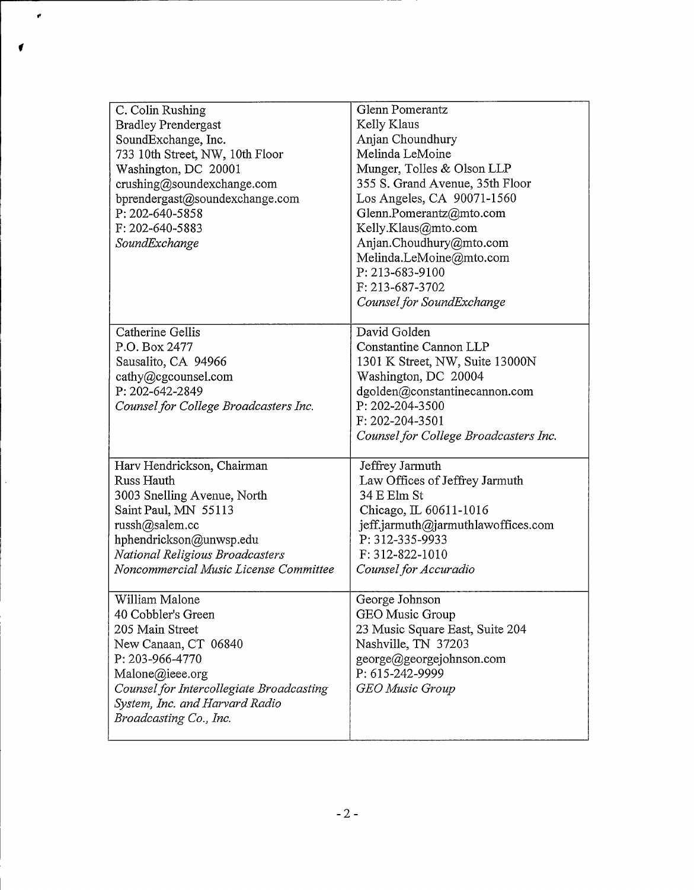| | |
|---|---|
| C. Colin Rushing<br>Bradley Prendergast<br>SoundExchange, Inc.<br>733 10th Street, NW, 10th Floor<br>Washington, DC 20001<br>crushing@soundexchange.com<br>bprendergast@soundexchange.com<br>P: 202-640-5858<br>F: 202-640-5883<br>*SoundExchange* | Glenn Pomerantz<br>Kelly Klaus<br>Anjan Choundhury<br>Melinda LeMoine<br>Munger, Tolles & Olson LLP<br>355 S. Grand Avenue, 35th Floor<br>Los Angeles, CA 90071-1560<br>Glenn.Pomerantz@mto.com<br>Kelly.Klaus@mto.com<br>Anjan.Choudhury@mto.com<br>Melinda.LeMoine@mto.com<br>P: 213-683-9100<br>F: 213-687-3702<br>*Counsel for SoundExchange* |
| Catherine Gellis<br>P.O. Box 2477<br>Sausalito, CA 94966<br>cathy@cgcounsel.com<br>P: 202-642-2849<br>*Counsel for College Broadcasters Inc.* | David Golden<br>Constantine Cannon LLP<br>1301 K Street, NW, Suite 13000N<br>Washington, DC 20004<br>dgolden@constantinecannon.com<br>P: 202-204-3500<br>F: 202-204-3501<br>*Counsel for College Broadcasters Inc.* |
| Harv Hendrickson, Chairman<br>Russ Hauth<br>3003 Snelling Avenue, North<br>Saint Paul, MN 55113<br>russh@salem.cc<br>hphendrickson@unwsp.edu<br>*National Religious Broadcasters Noncommercial Music License Committee* | Jeffrey Jarmuth<br>Law Offices of Jeffrey Jarmuth<br>34 E Elm St<br>Chicago, IL 60611-1016<br>jeff.jarmuth@jarmuthlawoffices.com<br>P: 312-335-9933<br>F: 312-822-1010<br>*Counsel for Accuradio* |
| William Malone<br>40 Cobbler's Green<br>205 Main Street<br>New Canaan, CT 06840<br>P: 203-966-4770<br>Malone@ieee.org<br>*Counsel for Intercollegiate Broadcasting System, Inc. and Harvard Radio Broadcasting Co., Inc.* | George Johnson<br>GEO Music Group<br>23 Music Square East, Suite 204<br>Nashville, TN 37203<br>george@georgejohnson.com<br>P: 615-242-9999<br>*GEO Music Group* |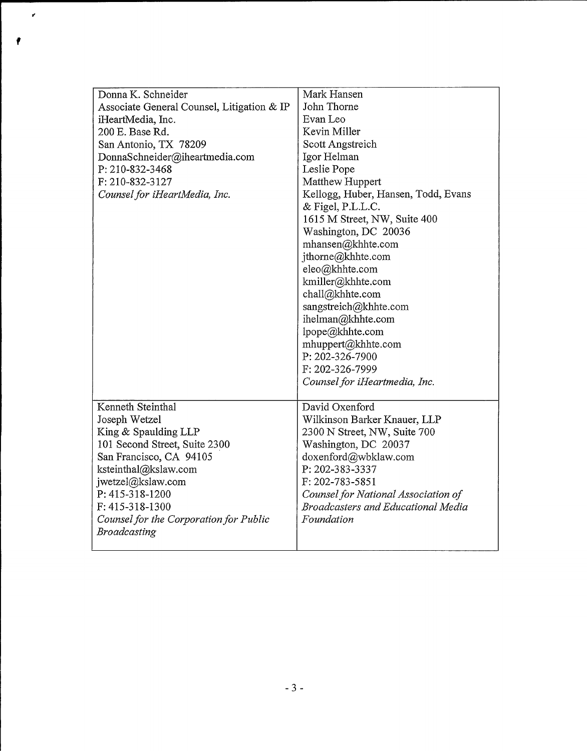| Donna K. Schneider<br>Associate General Counsel, Litigation & IP<br>iHeartMedia, Inc.<br>200 E. Base Rd.<br>San Antonio, TX 78209<br>DonnaSchneider@iheartmedia.com<br>P: 210-832-3468<br>F: 210-832-3127<br>*Counsel for iHeartMedia, Inc.* | Mark Hansen<br>John Thorne<br>Evan Leo<br>Kevin Miller<br>Scott Angstreich<br>Igor Helman<br>Leslie Pope<br>Matthew Huppert<br>Kellogg, Huber, Hansen, Todd, Evans & Figel, P.L.L.C.<br>1615 M Street, NW, Suite 400<br>Washington, DC 20036<br>mhansen@khhte.com<br>jthorne@khhte.com<br>eleo@khhte.com<br>kmiller@khhte.com<br>chall@khhte.com<br>sangstreich@khhte.com<br>ihelman@khhte.com<br>lpope@khhte.com<br>mhuppert@khhte.com<br>P: 202-326-7900<br>F: 202-326-7999<br>*Counsel for iHeartmedia, Inc.* |
|---|---|
| Kenneth Steinthal<br>Joseph Wetzel<br>King & Spaulding LLP<br>101 Second Street, Suite 2300<br>San Francisco, CA 94105<br>ksteinthal@kslaw.com<br>jwetzel@kslaw.com<br>P: 415-318-1200<br>F: 415-318-1300<br>*Counsel for the Corporation for Public Broadcasting* | David Oxenford<br>Wilkinson Barker Knauer, LLP<br>2300 N Street, NW, Suite 700<br>Washington, DC 20037<br>doxenford@wbklaw.com<br>P: 202-383-3337<br>F: 202-783-5851<br>*Counsel for National Association of Broadcasters and Educational Media Foundation* |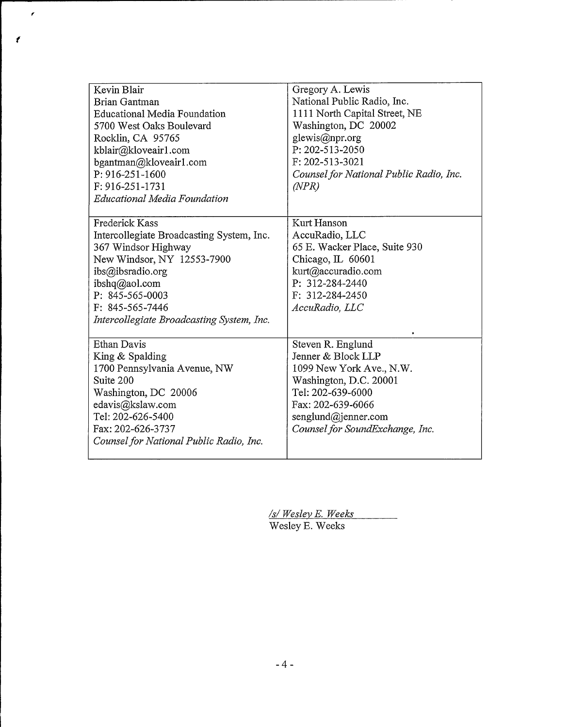| | |
|---|---|
| Kevin Blair<br>Brian Gantman<br>Educational Media Foundation<br>5700 West Oaks Boulevard<br>Rocklin, CA 95765<br>kblair@kloveair1.com<br>bgantman@kloveair1.com<br>P: 916-251-1600<br>F: 916-251-1731<br>*Educational Media Foundation* | Gregory A. Lewis<br>National Public Radio, Inc.<br>1111 North Capital Street, NE<br>Washington, DC 20002<br>glewis@npr.org<br>P: 202-513-2050<br>F: 202-513-3021<br>*Counsel for National Public Radio, Inc. (NPR)* |
| Frederick Kass<br>Intercollegiate Broadcasting System, Inc.<br>367 Windsor Highway<br>New Windsor, NY 12553-7900<br>ibs@ibsradio.org<br>ibshq@aol.com<br>P: 845-565-0003<br>F: 845-565-7446<br>*Intercollegiate Broadcasting System, Inc.* | Kurt Hanson<br>AccuRadio, LLC<br>65 E. Wacker Place, Suite 930<br>Chicago, IL 60601<br>kurt@accuradio.com<br>P: 312-284-2440<br>F: 312-284-2450<br>*AccuRadio, LLC* |
| Ethan Davis<br>King & Spalding<br>1700 Pennsylvania Avenue, NW<br>Suite 200<br>Washington, DC 20006<br>edavis@kslaw.com<br>Tel: 202-626-5400<br>Fax: 202-626-3737<br>*Counsel for National Public Radio, Inc.* | Steven R. Englund<br>Jenner & Block LLP<br>1099 New York Ave., N.W.<br>Washington, D.C. 20001<br>Tel: 202-639-6000<br>Fax: 202-639-6066<br>senglund@jenner.com<br>*Counsel for SoundExchange, Inc.* |

*/s/ Wesley E. Weeks*
Wesley E. Weeks